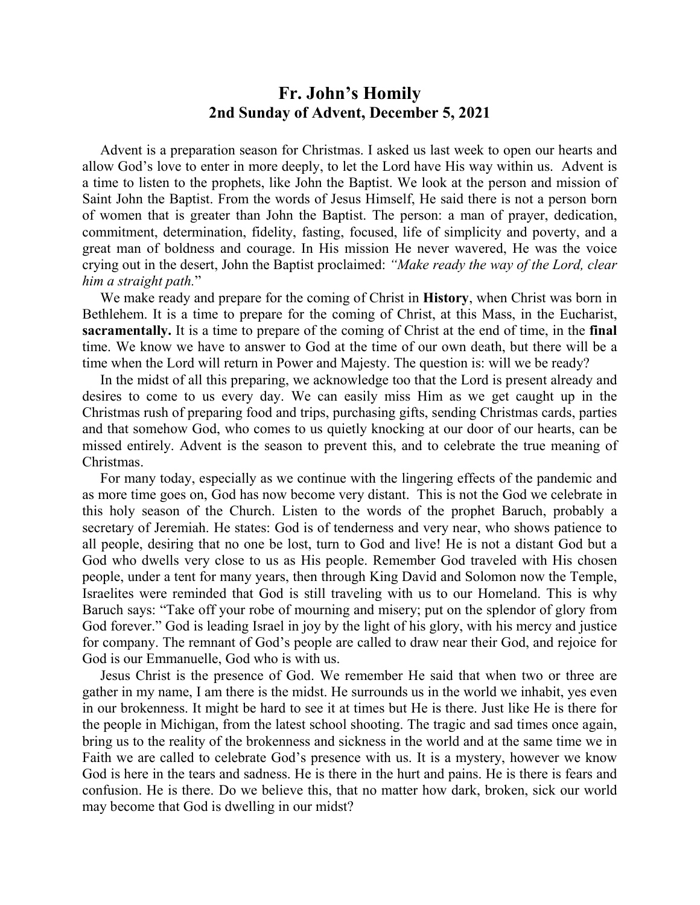# Fr. John's Homily
## 2nd Sunday of Advent, December 5, 2021

Advent is a preparation season for Christmas. I asked us last week to open our hearts and allow God's love to enter in more deeply, to let the Lord have His way within us. Advent is a time to listen to the prophets, like John the Baptist. We look at the person and mission of Saint John the Baptist. From the words of Jesus Himself, He said there is not a person born of women that is greater than John the Baptist. The person: a man of prayer, dedication, commitment, determination, fidelity, fasting, focused, life of simplicity and poverty, and a great man of boldness and courage. In His mission He never wavered, He was the voice crying out in the desert, John the Baptist proclaimed: *"Make ready the way of the Lord, clear him a straight path.*"

We make ready and prepare for the coming of Christ in **History**, when Christ was born in Bethlehem. It is a time to prepare for the coming of Christ, at this Mass, in the Eucharist, **sacramentally.** It is a time to prepare of the coming of Christ at the end of time, in the **final** time. We know we have to answer to God at the time of our own death, but there will be a time when the Lord will return in Power and Majesty. The question is: will we be ready?

In the midst of all this preparing, we acknowledge too that the Lord is present already and desires to come to us every day. We can easily miss Him as we get caught up in the Christmas rush of preparing food and trips, purchasing gifts, sending Christmas cards, parties and that somehow God, who comes to us quietly knocking at our door of our hearts, can be missed entirely. Advent is the season to prevent this, and to celebrate the true meaning of Christmas.

For many today, especially as we continue with the lingering effects of the pandemic and as more time goes on, God has now become very distant. This is not the God we celebrate in this holy season of the Church. Listen to the words of the prophet Baruch, probably a secretary of Jeremiah. He states: God is of tenderness and very near, who shows patience to all people, desiring that no one be lost, turn to God and live! He is not a distant God but a God who dwells very close to us as His people. Remember God traveled with His chosen people, under a tent for many years, then through King David and Solomon now the Temple, Israelites were reminded that God is still traveling with us to our Homeland. This is why Baruch says: "Take off your robe of mourning and misery; put on the splendor of glory from God forever." God is leading Israel in joy by the light of his glory, with his mercy and justice for company. The remnant of God's people are called to draw near their God, and rejoice for God is our Emmanuelle, God who is with us.

Jesus Christ is the presence of God. We remember He said that when two or three are gather in my name, I am there is the midst. He surrounds us in the world we inhabit, yes even in our brokenness. It might be hard to see it at times but He is there. Just like He is there for the people in Michigan, from the latest school shooting. The tragic and sad times once again, bring us to the reality of the brokenness and sickness in the world and at the same time we in Faith we are called to celebrate God's presence with us. It is a mystery, however we know God is here in the tears and sadness. He is there in the hurt and pains. He is there is fears and confusion. He is there. Do we believe this, that no matter how dark, broken, sick our world may become that God is dwelling in our midst?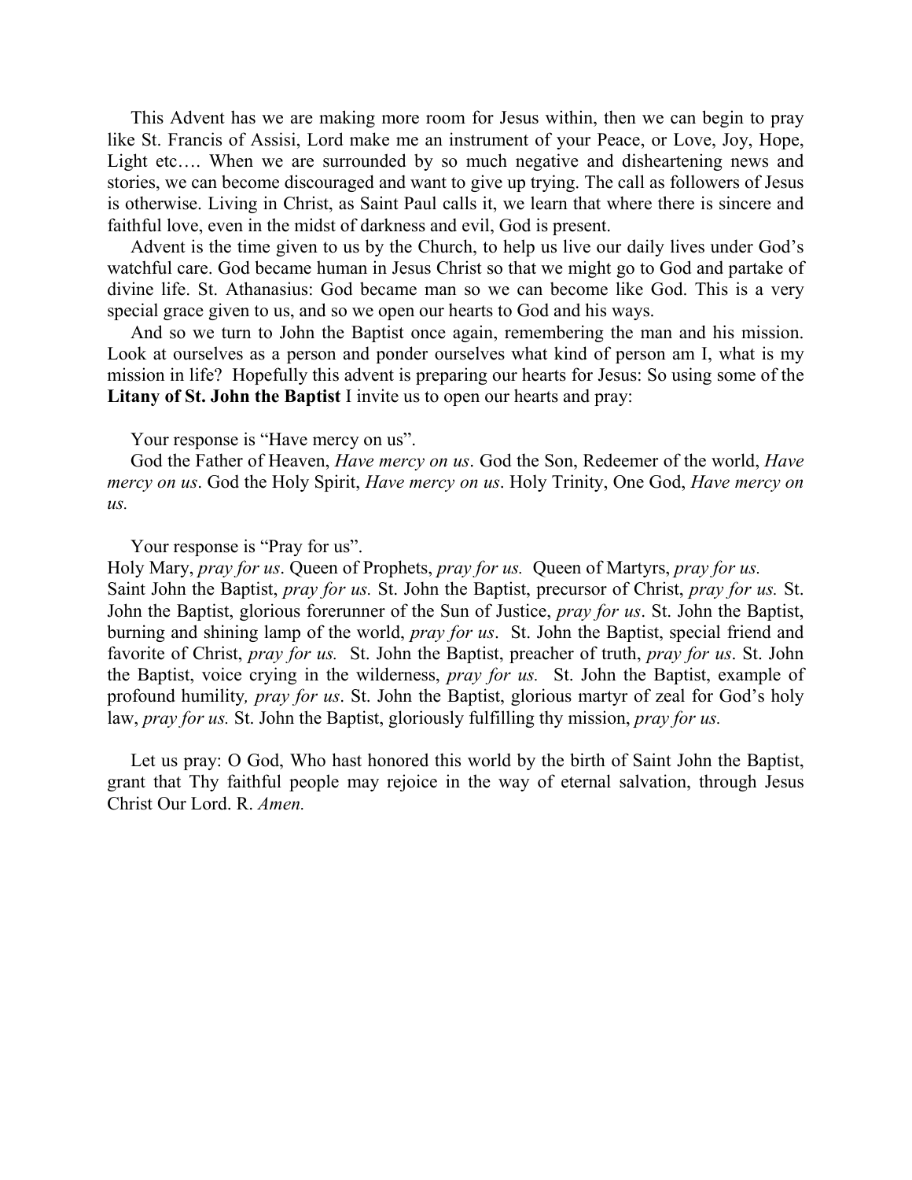This Advent has we are making more room for Jesus within, then we can begin to pray like St. Francis of Assisi, Lord make me an instrument of your Peace, or Love, Joy, Hope, Light etc…. When we are surrounded by so much negative and disheartening news and stories, we can become discouraged and want to give up trying. The call as followers of Jesus is otherwise. Living in Christ, as Saint Paul calls it, we learn that where there is sincere and faithful love, even in the midst of darkness and evil, God is present.

Advent is the time given to us by the Church, to help us live our daily lives under God's watchful care. God became human in Jesus Christ so that we might go to God and partake of divine life. St. Athanasius: God became man so we can become like God. This is a very special grace given to us, and so we open our hearts to God and his ways.

And so we turn to John the Baptist once again, remembering the man and his mission. Look at ourselves as a person and ponder ourselves what kind of person am I, what is my mission in life? Hopefully this advent is preparing our hearts for Jesus: So using some of the **Litany of St. John the Baptist** I invite us to open our hearts and pray:

Your response is "Have mercy on us".

God the Father of Heaven, *Have mercy on us*. God the Son, Redeemer of the world, *Have mercy on us*. God the Holy Spirit, *Have mercy on us*. Holy Trinity, One God, *Have mercy on us*.

Your response is "Pray for us".

Holy Mary, *pray for us*. Queen of Prophets, *pray for us.* Queen of Martyrs, *pray for us.* Saint John the Baptist, *pray for us.* St. John the Baptist, precursor of Christ, *pray for us.* St. John the Baptist, glorious forerunner of the Sun of Justice, *pray for us*. St. John the Baptist, burning and shining lamp of the world, *pray for us*. St. John the Baptist, special friend and favorite of Christ, *pray for us.* St. John the Baptist, preacher of truth, *pray for us*. St. John the Baptist, voice crying in the wilderness, *pray for us.* St. John the Baptist, example of profound humility*, pray for us*. St. John the Baptist, glorious martyr of zeal for God's holy law, *pray for us.* St. John the Baptist, gloriously fulfilling thy mission, *pray for us.*

Let us pray: O God, Who hast honored this world by the birth of Saint John the Baptist, grant that Thy faithful people may rejoice in the way of eternal salvation, through Jesus Christ Our Lord. R. *Amen.*